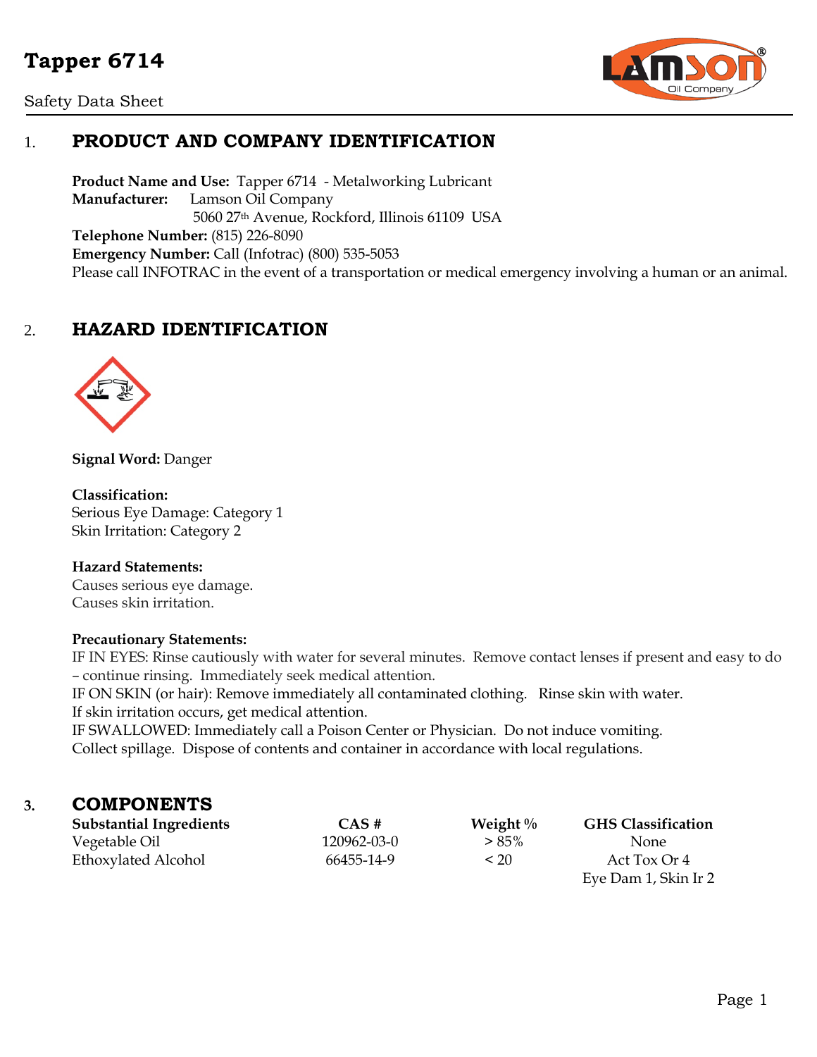# Tapper 6714

Safety Data Sheet

## 1. PRODUCT AND COMPANY IDENTIFICATION

**Product Name and Use:** Tapper 6714 - Metalworking Lubricant
**Manufacturer:** Lamson Oil Company
5060 27th Avenue, Rockford, Illinois 61109 USA
**Telephone Number:** (815) 226-8090
**Emergency Number:** Call (Infotrac) (800) 535-5053
Please call INFOTRAC in the event of a transportation or medical emergency involving a human or an animal.

## 2. HAZARD IDENTIFICATION

**Signal Word:** Danger

**Classification:**
Serious Eye Damage: Category 1
Skin Irritation: Category 2

**Hazard Statements:**
Causes serious eye damage.
Causes skin irritation.

**Precautionary Statements:**
IF IN EYES: Rinse cautiously with water for several minutes. Remove contact lenses if present and easy to do – continue rinsing. Immediately seek medical attention.
IF ON SKIN (or hair): Remove immediately all contaminated clothing. Rinse skin with water.
If skin irritation occurs, get medical attention.
IF SWALLOWED: Immediately call a Poison Center or Physician. Do not induce vomiting.
Collect spillage. Dispose of contents and container in accordance with local regulations.

## 3. COMPONENTS

| Substantial Ingredients | CAS # | Weight % | GHS Classification |
|---|---|---|---|
| Vegetable Oil | 120962-03-0 | > 85% | None |
| Ethoxylated Alcohol | 66455-14-9 | < 20 | Act Tox Or 4<br>Eye Dam 1, Skin Ir 2 |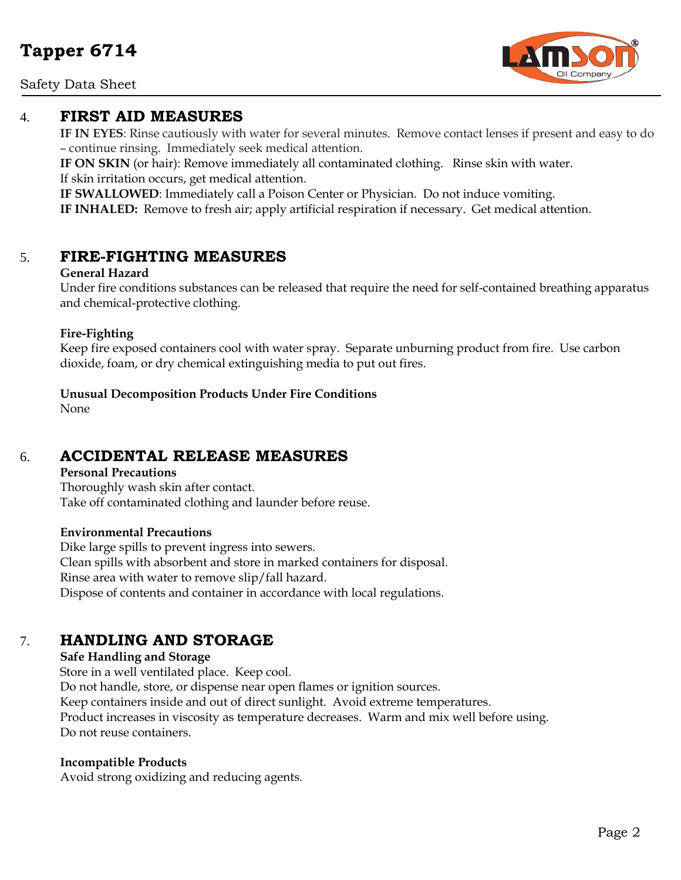## 4. FIRST AID MEASURES

**IF IN EYES**: Rinse cautiously with water for several minutes. Remove contact lenses if present and easy to do – continue rinsing. Immediately seek medical attention.

**IF ON SKIN** (or hair): Remove immediately all contaminated clothing. Rinse skin with water.
If skin irritation occurs, get medical attention.

**IF SWALLOWED**: Immediately call a Poison Center or Physician. Do not induce vomiting.

**IF INHALED:** Remove to fresh air; apply artificial respiration if necessary. Get medical attention.

## 5. FIRE-FIGHTING MEASURES

**General Hazard**
Under fire conditions substances can be released that require the need for self-contained breathing apparatus and chemical-protective clothing.

**Fire-Fighting**
Keep fire exposed containers cool with water spray. Separate unburning product from fire. Use carbon dioxide, foam, or dry chemical extinguishing media to put out fires.

**Unusual Decomposition Products Under Fire Conditions**
None

## 6. ACCIDENTAL RELEASE MEASURES

**Personal Precautions**
Thoroughly wash skin after contact.
Take off contaminated clothing and launder before reuse.

**Environmental Precautions**
Dike large spills to prevent ingress into sewers.
Clean spills with absorbent and store in marked containers for disposal.
Rinse area with water to remove slip/fall hazard.
Dispose of contents and container in accordance with local regulations.

## 7. HANDLING AND STORAGE

**Safe Handling and Storage**
Store in a well ventilated place. Keep cool.
Do not handle, store, or dispense near open flames or ignition sources.
Keep containers inside and out of direct sunlight. Avoid extreme temperatures.
Product increases in viscosity as temperature decreases. Warm and mix well before using.
Do not reuse containers.

**Incompatible Products**
Avoid strong oxidizing and reducing agents.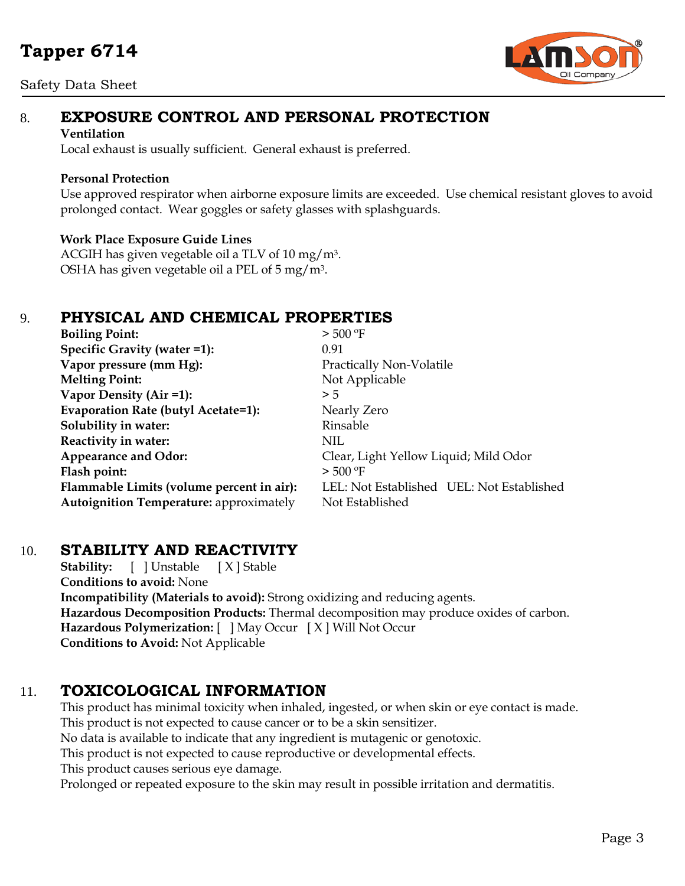## 8. EXPOSURE CONTROL AND PERSONAL PROTECTION

**Ventilation**

Local exhaust is usually sufficient. General exhaust is preferred.

**Personal Protection**

Use approved respirator when airborne exposure limits are exceeded. Use chemical resistant gloves to avoid prolonged contact. Wear goggles or safety glasses with splashguards.

**Work Place Exposure Guide Lines**

ACGIH has given vegetable oil a TLV of 10 mg/m$^3$.
OSHA has given vegetable oil a PEL of 5 mg/m$^3$.

## 9. PHYSICAL AND CHEMICAL PROPERTIES

| | |
|---|---|
| **Boiling Point:** | > 500 ºF |
| **Specific Gravity (water =1):** | 0.91 |
| **Vapor pressure (mm Hg):** | Practically Non-Volatile |
| **Melting Point:** | Not Applicable |
| **Vapor Density (Air =1):** | > 5 |
| **Evaporation Rate (butyl Acetate=1):** | Nearly Zero |
| **Solubility in water:** | Rinsable |
| **Reactivity in water:** | NIL |
| **Appearance and Odor:** | Clear, Light Yellow Liquid; Mild Odor |
| **Flash point:** | > 500 ºF |
| **Flammable Limits (volume percent in air):** | LEL: Not Established UEL: Not Established |
| **Autoignition Temperature:** approximately | Not Established |

## 10. STABILITY AND REACTIVITY

**Stability:** [ ] Unstable [ X ] Stable
**Conditions to avoid:** None
**Incompatibility (Materials to avoid):** Strong oxidizing and reducing agents.
**Hazardous Decomposition Products:** Thermal decomposition may produce oxides of carbon.
**Hazardous Polymerization:** [ ] May Occur [ X ] Will Not Occur
**Conditions to Avoid:** Not Applicable

## 11. TOXICOLOGICAL INFORMATION

This product has minimal toxicity when inhaled, ingested, or when skin or eye contact is made.
This product is not expected to cause cancer or to be a skin sensitizer.
No data is available to indicate that any ingredient is mutagenic or genotoxic.
This product is not expected to cause reproductive or developmental effects.
This product causes serious eye damage.
Prolonged or repeated exposure to the skin may result in possible irritation and dermatitis.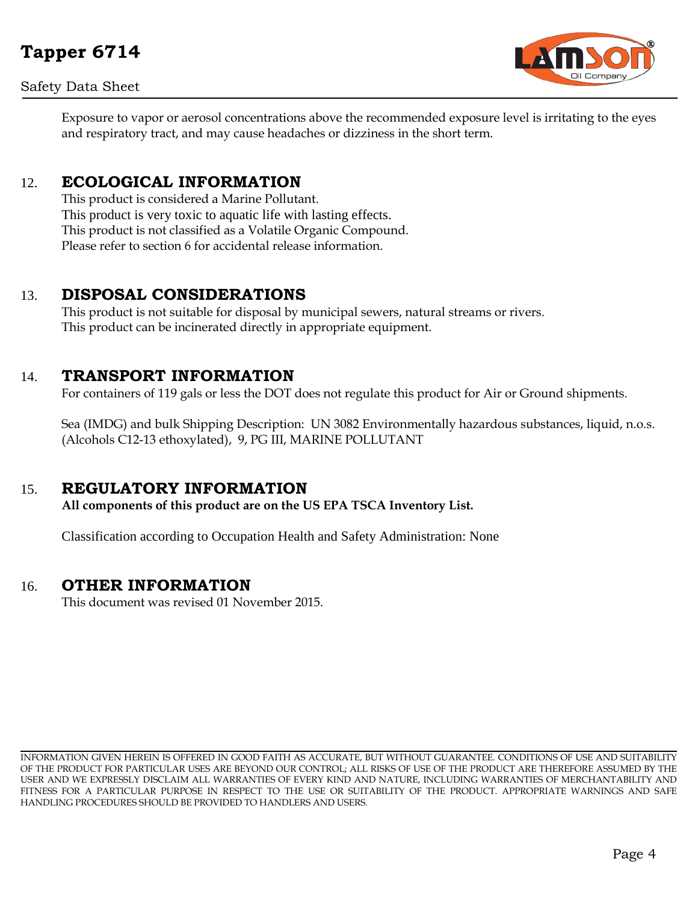Exposure to vapor or aerosol concentrations above the recommended exposure level is irritating to the eyes and respiratory tract, and may cause headaches or dizziness in the short term.

## 12. ECOLOGICAL INFORMATION

This product is considered a Marine Pollutant.
This product is very toxic to aquatic life with lasting effects.
This product is not classified as a Volatile Organic Compound.
Please refer to section 6 for accidental release information.

## 13. DISPOSAL CONSIDERATIONS

This product is not suitable for disposal by municipal sewers, natural streams or rivers.
This product can be incinerated directly in appropriate equipment.

## 14. TRANSPORT INFORMATION

For containers of 119 gals or less the DOT does not regulate this product for Air or Ground shipments.

Sea (IMDG) and bulk Shipping Description: UN 3082 Environmentally hazardous substances, liquid, n.o.s. (Alcohols C12-13 ethoxylated), 9, PG III, MARINE POLLUTANT

## 15. REGULATORY INFORMATION

**All components of this product are on the US EPA TSCA Inventory List.**

Classification according to Occupation Health and Safety Administration: None

## 16. OTHER INFORMATION

This document was revised 01 November 2015.

INFORMATION GIVEN HEREIN IS OFFERED IN GOOD FAITH AS ACCURATE, BUT WITHOUT GUARANTEE. CONDITIONS OF USE AND SUITABILITY OF THE PRODUCT FOR PARTICULAR USES ARE BEYOND OUR CONTROL; ALL RISKS OF USE OF THE PRODUCT ARE THEREFORE ASSUMED BY THE USER AND WE EXPRESSLY DISCLAIM ALL WARRANTIES OF EVERY KIND AND NATURE, INCLUDING WARRANTIES OF MERCHANTABILITY AND FITNESS FOR A PARTICULAR PURPOSE IN RESPECT TO THE USE OR SUITABILITY OF THE PRODUCT. APPROPRIATE WARNINGS AND SAFE HANDLING PROCEDURES SHOULD BE PROVIDED TO HANDLERS AND USERS.